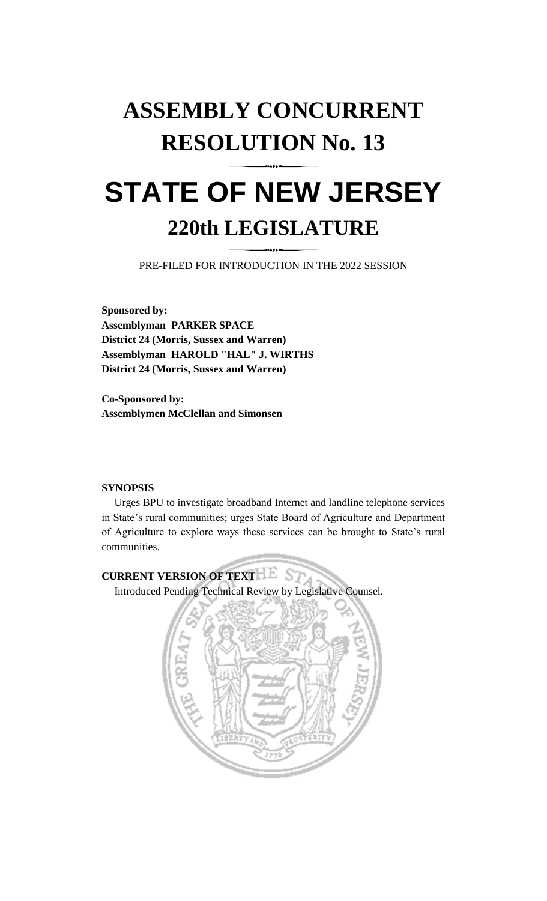# ASSEMBLY CONCURRENT RESOLUTION No. 13

# STATE OF NEW JERSEY

## 220th LEGISLATURE

PRE-FILED FOR INTRODUCTION IN THE 2022 SESSION

**Sponsored by:**
**Assemblyman PARKER SPACE**
**District 24 (Morris, Sussex and Warren)**
**Assemblyman HAROLD "HAL" J. WIRTHS**
**District 24 (Morris, Sussex and Warren)**

**Co-Sponsored by:**
**Assemblymen McClellan and Simonsen**

**SYNOPSIS**

Urges BPU to investigate broadband Internet and landline telephone services in State's rural communities; urges State Board of Agriculture and Department of Agriculture to explore ways these services can be brought to State's rural communities.

**CURRENT VERSION OF TEXT**

Introduced Pending Technical Review by Legislative Counsel.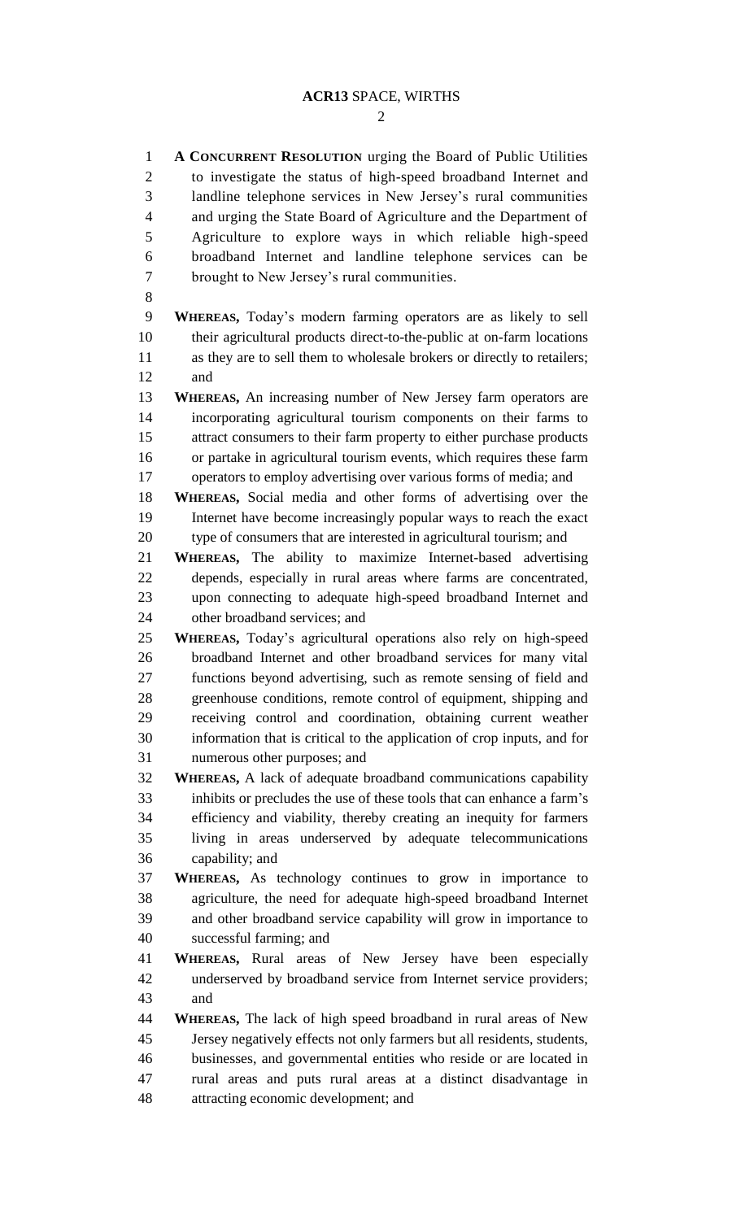**A CONCURRENT RESOLUTION** urging the Board of Public Utilities to investigate the status of high-speed broadband Internet and landline telephone services in New Jersey's rural communities and urging the State Board of Agriculture and the Department of Agriculture to explore ways in which reliable high-speed broadband Internet and landline telephone services can be brought to New Jersey's rural communities.

**WHEREAS,** Today's modern farming operators are as likely to sell their agricultural products direct-to-the-public at on-farm locations as they are to sell them to wholesale brokers or directly to retailers; and

**WHEREAS,** An increasing number of New Jersey farm operators are incorporating agricultural tourism components on their farms to attract consumers to their farm property to either purchase products or partake in agricultural tourism events, which requires these farm operators to employ advertising over various forms of media; and

**WHEREAS,** Social media and other forms of advertising over the Internet have become increasingly popular ways to reach the exact type of consumers that are interested in agricultural tourism; and

**WHEREAS,** The ability to maximize Internet-based advertising depends, especially in rural areas where farms are concentrated, upon connecting to adequate high-speed broadband Internet and other broadband services; and

**WHEREAS,** Today's agricultural operations also rely on high-speed broadband Internet and other broadband services for many vital functions beyond advertising, such as remote sensing of field and greenhouse conditions, remote control of equipment, shipping and receiving control and coordination, obtaining current weather information that is critical to the application of crop inputs, and for numerous other purposes; and

**WHEREAS,** A lack of adequate broadband communications capability inhibits or precludes the use of these tools that can enhance a farm's efficiency and viability, thereby creating an inequity for farmers living in areas underserved by adequate telecommunications capability; and

**WHEREAS,** As technology continues to grow in importance to agriculture, the need for adequate high-speed broadband Internet and other broadband service capability will grow in importance to successful farming; and

**WHEREAS,** Rural areas of New Jersey have been especially underserved by broadband service from Internet service providers; and

**WHEREAS,** The lack of high speed broadband in rural areas of New Jersey negatively effects not only farmers but all residents, students, businesses, and governmental entities who reside or are located in rural areas and puts rural areas at a distinct disadvantage in attracting economic development; and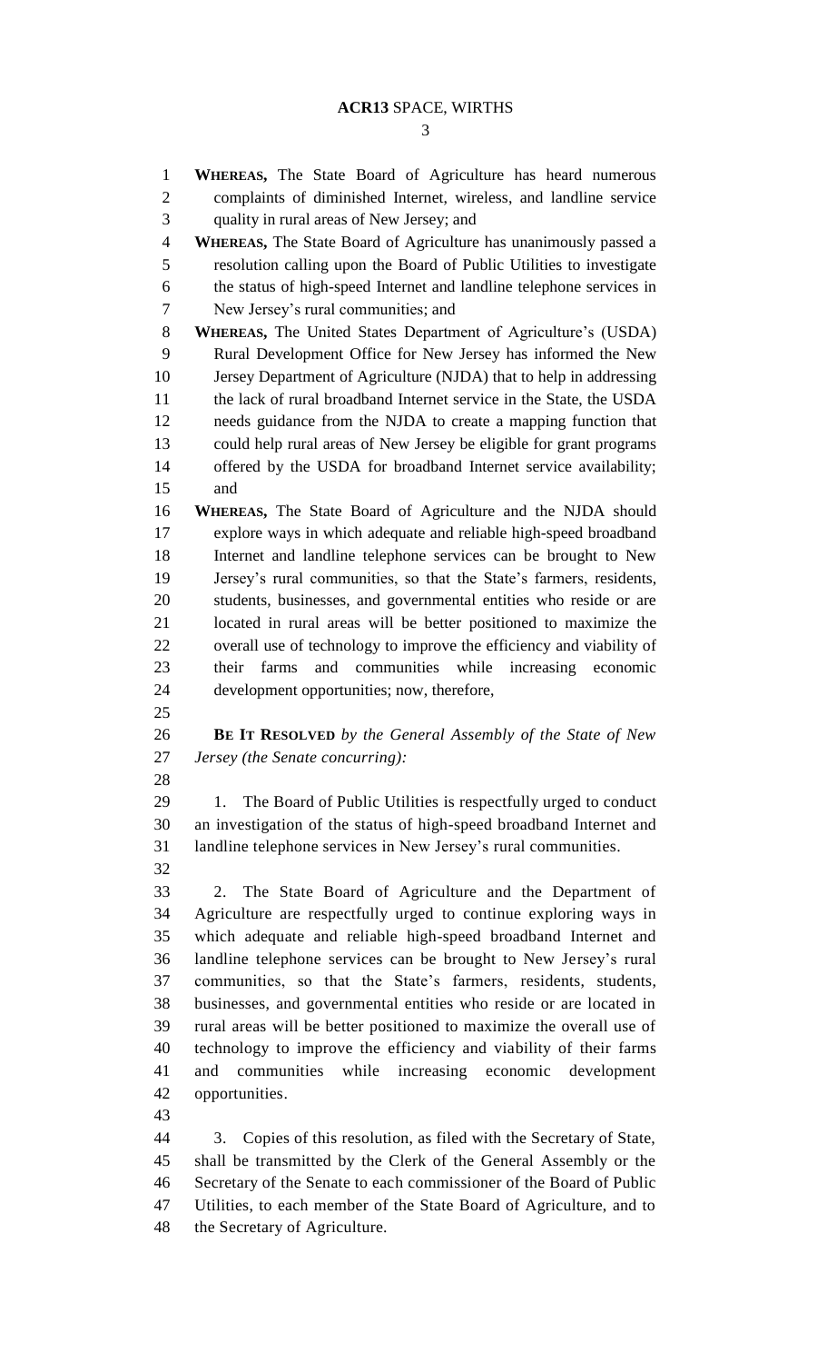**WHEREAS,** The State Board of Agriculture has heard numerous complaints of diminished Internet, wireless, and landline service quality in rural areas of New Jersey; and

**WHEREAS,** The State Board of Agriculture has unanimously passed a resolution calling upon the Board of Public Utilities to investigate the status of high-speed Internet and landline telephone services in New Jersey's rural communities; and

**WHEREAS,** The United States Department of Agriculture's (USDA) Rural Development Office for New Jersey has informed the New Jersey Department of Agriculture (NJDA) that to help in addressing the lack of rural broadband Internet service in the State, the USDA needs guidance from the NJDA to create a mapping function that could help rural areas of New Jersey be eligible for grant programs offered by the USDA for broadband Internet service availability; and

**WHEREAS,** The State Board of Agriculture and the NJDA should explore ways in which adequate and reliable high-speed broadband Internet and landline telephone services can be brought to New Jersey's rural communities, so that the State's farmers, residents, students, businesses, and governmental entities who reside or are located in rural areas will be better positioned to maximize the overall use of technology to improve the efficiency and viability of their farms and communities while increasing economic development opportunities; now, therefore,

**BE IT RESOLVED** *by the General Assembly of the State of New Jersey (the Senate concurring):*

1. The Board of Public Utilities is respectfully urged to conduct an investigation of the status of high-speed broadband Internet and landline telephone services in New Jersey's rural communities.

2. The State Board of Agriculture and the Department of Agriculture are respectfully urged to continue exploring ways in which adequate and reliable high-speed broadband Internet and landline telephone services can be brought to New Jersey's rural communities, so that the State's farmers, residents, students, businesses, and governmental entities who reside or are located in rural areas will be better positioned to maximize the overall use of technology to improve the efficiency and viability of their farms and communities while increasing economic development opportunities.

3. Copies of this resolution, as filed with the Secretary of State, shall be transmitted by the Clerk of the General Assembly or the Secretary of the Senate to each commissioner of the Board of Public Utilities, to each member of the State Board of Agriculture, and to the Secretary of Agriculture.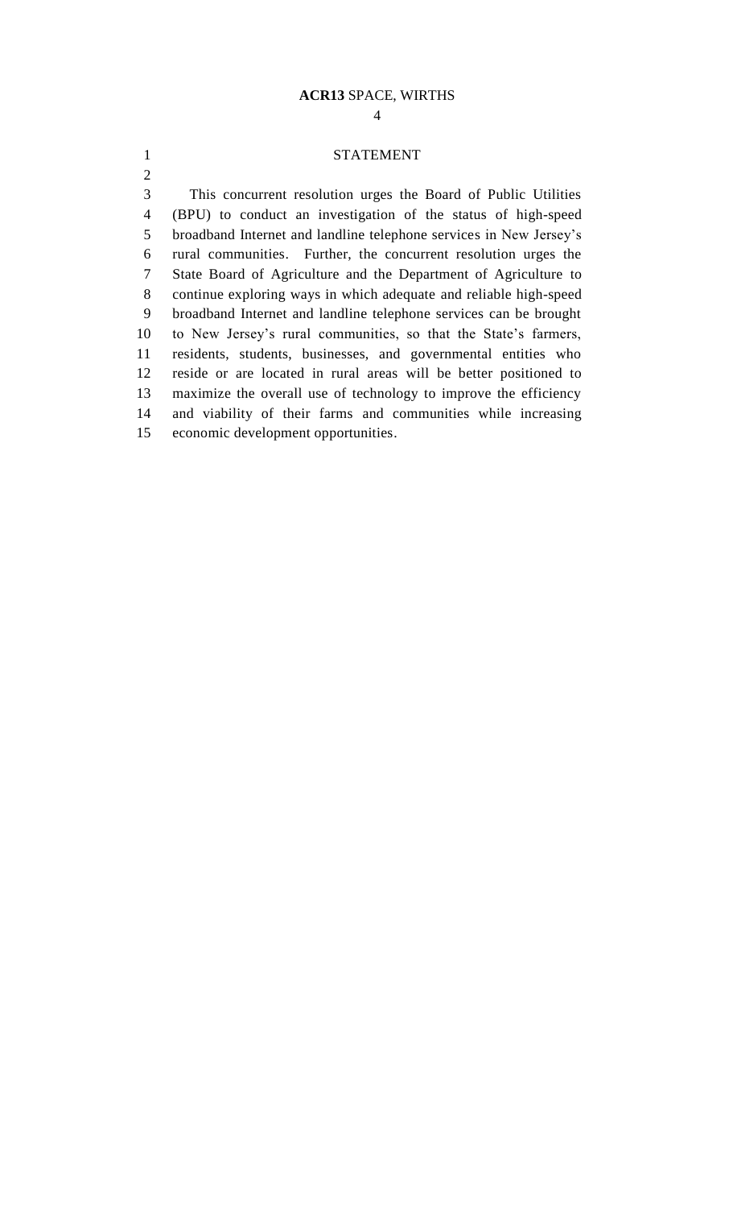## STATEMENT

This concurrent resolution urges the Board of Public Utilities (BPU) to conduct an investigation of the status of high-speed broadband Internet and landline telephone services in New Jersey's rural communities. Further, the concurrent resolution urges the State Board of Agriculture and the Department of Agriculture to continue exploring ways in which adequate and reliable high-speed broadband Internet and landline telephone services can be brought to New Jersey's rural communities, so that the State's farmers, residents, students, businesses, and governmental entities who reside or are located in rural areas will be better positioned to maximize the overall use of technology to improve the efficiency and viability of their farms and communities while increasing economic development opportunities.